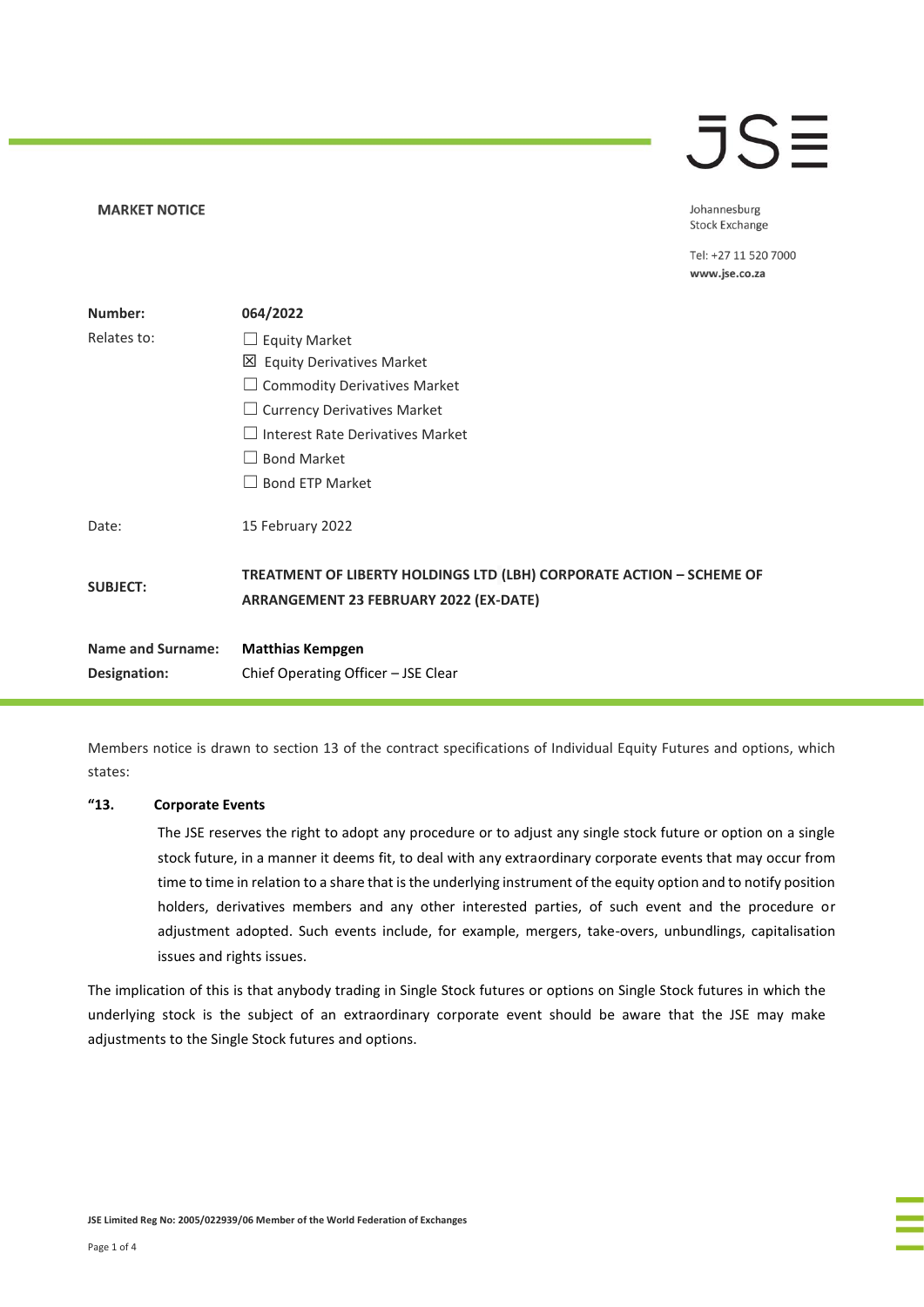**MARKET NOTICE**

JSE

Johannesburg
Stock Exchange

Tel: +27 11 520 7000
**www.jse.co.za**

| | |
|---|---|
| **Number:** | **064/2022** |
| Relates to: | ☐ Equity Market<br>☒ Equity Derivatives Market<br>☐ Commodity Derivatives Market<br>☐ Currency Derivatives Market<br>☐ Interest Rate Derivatives Market<br>☐ Bond Market<br>☐ Bond ETP Market |
| Date: | 15 February 2022 |
| **SUBJECT:** | **TREATMENT OF LIBERTY HOLDINGS LTD (LBH) CORPORATE ACTION – SCHEME OF ARRANGEMENT 23 FEBRUARY 2022 (EX-DATE)** |
| **Name and Surname:** | **Matthias Kempgen** |
| **Designation:** | Chief Operating Officer – JSE Clear |

Members notice is drawn to section 13 of the contract specifications of Individual Equity Futures and options, which states:

**"13. Corporate Events**

> The JSE reserves the right to adopt any procedure or to adjust any single stock future or option on a single stock future, in a manner it deems fit, to deal with any extraordinary corporate events that may occur from time to time in relation to a share that is the underlying instrument of the equity option and to notify position holders, derivatives members and any other interested parties, of such event and the procedure or adjustment adopted. Such events include, for example, mergers, take-overs, unbundlings, capitalisation issues and rights issues.

The implication of this is that anybody trading in Single Stock futures or options on Single Stock futures in which the underlying stock is the subject of an extraordinary corporate event should be aware that the JSE may make adjustments to the Single Stock futures and options.

JSE Limited Reg No: 2005/022939/06 Member of the World Federation of Exchanges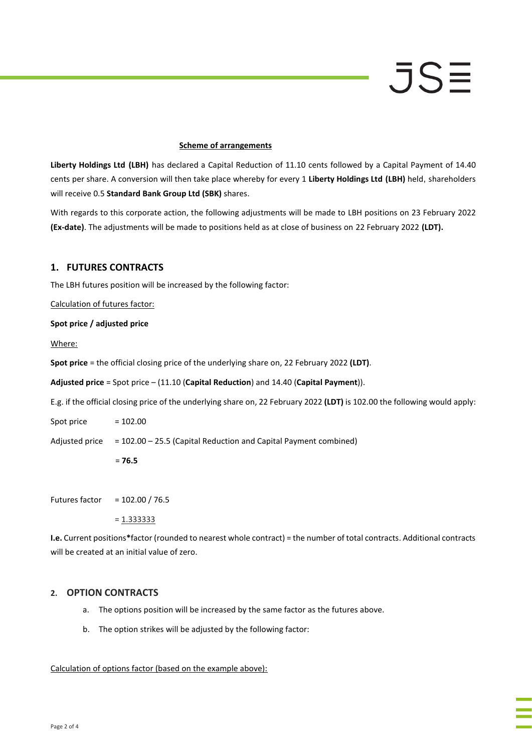**Scheme of arrangements**

**Liberty Holdings Ltd (LBH)** has declared a Capital Reduction of 11.10 cents followed by a Capital Payment of 14.40 cents per share. A conversion will then take place whereby for every 1 **Liberty Holdings Ltd (LBH)** held, shareholders will receive 0.5 **Standard Bank Group Ltd (SBK)** shares.

With regards to this corporate action, the following adjustments will be made to LBH positions on 23 February 2022 **(Ex-date)**. The adjustments will be made to positions held as at close of business on 22 February 2022 **(LDT).**

## 1. FUTURES CONTRACTS

The LBH futures position will be increased by the following factor:

Calculation of futures factor:

**Spot price / adjusted price**

Where:

**Spot price** = the official closing price of the underlying share on, 22 February 2022 **(LDT)**.

**Adjusted price** = Spot price – (11.10 (**Capital Reduction**) and 14.40 (**Capital Payment**)).

E.g. if the official closing price of the underlying share on, 22 February 2022 **(LDT)** is 102.00 the following would apply:

Spot price = 102.00

Adjusted price = 102.00 – 25.5 (Capital Reduction and Capital Payment combined)

= **76.5**

Futures factor = 102.00 / 76.5

= 1.333333

**I.e.** Current positions**\***factor (rounded to nearest whole contract) = the number of total contracts. Additional contracts will be created at an initial value of zero.

## 2. OPTION CONTRACTS

a. The options position will be increased by the same factor as the futures above.

b. The option strikes will be adjusted by the following factor:

Calculation of options factor (based on the example above):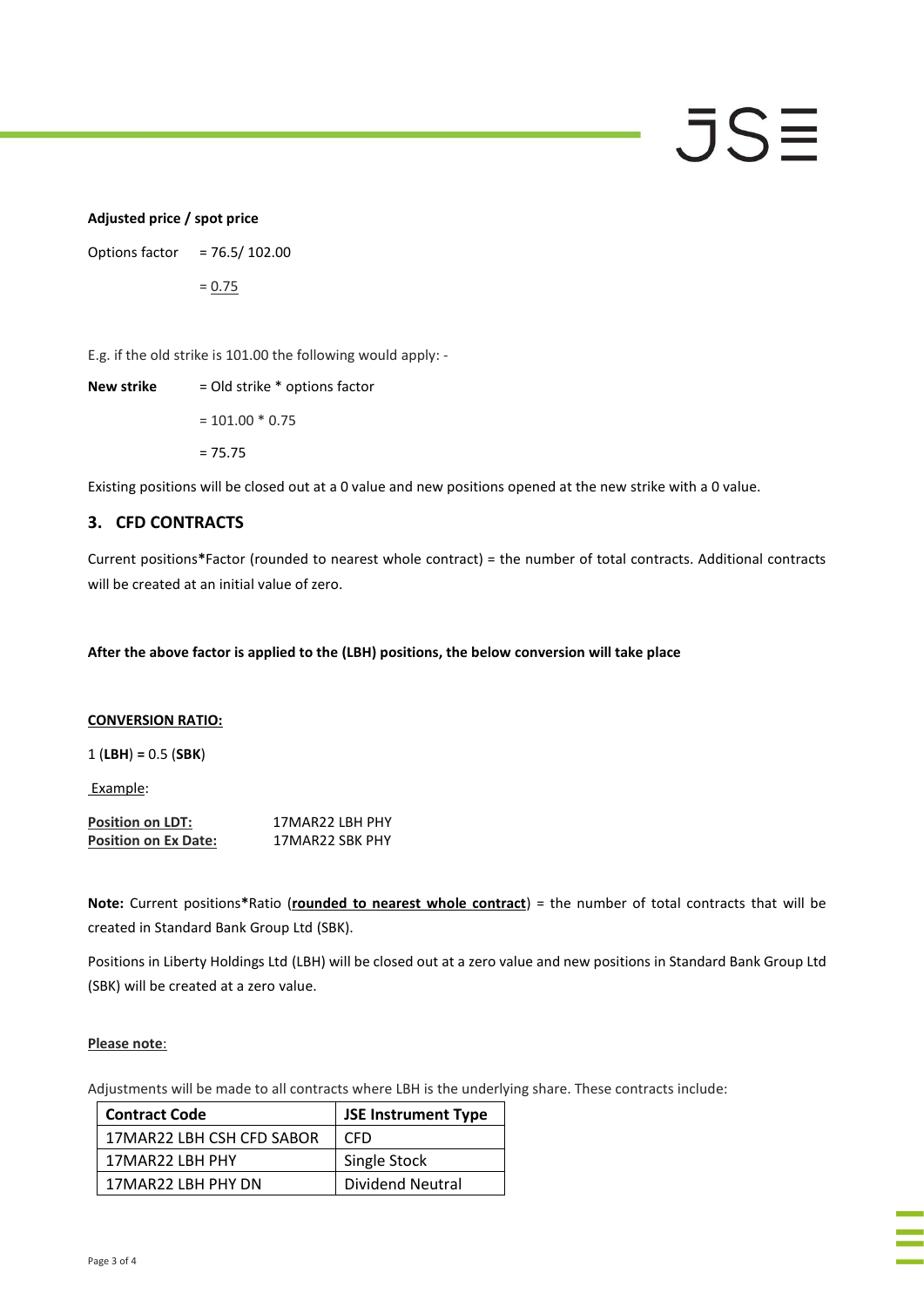**Adjusted price / spot price**

Options factor = 76.5/ 102.00

= 0.75

E.g. if the old strike is 101.00 the following would apply: -

**New strike** = Old strike * options factor

= 101.00 * 0.75

= 75.75

Existing positions will be closed out at a 0 value and new positions opened at the new strike with a 0 value.

## 3. CFD CONTRACTS

Current positions**\***Factor (rounded to nearest whole contract) = the number of total contracts. Additional contracts will be created at an initial value of zero.

**After the above factor is applied to the (LBH) positions, the below conversion will take place**

**CONVERSION RATIO:**

1 (**LBH**) **=** 0.5 (**SBK**)

Example:

| **Position on LDT:** | 17MAR22 LBH PHY |
|---|---|
| **Position on Ex Date:** | 17MAR22 SBK PHY |

**Note:** Current positions**\***Ratio (**rounded to nearest whole contract**) = the number of total contracts that will be created in Standard Bank Group Ltd (SBK).

Positions in Liberty Holdings Ltd (LBH) will be closed out at a zero value and new positions in Standard Bank Group Ltd (SBK) will be created at a zero value.

**Please note**:

Adjustments will be made to all contracts where LBH is the underlying share. These contracts include:

| Contract Code | JSE Instrument Type |
|---|---|
| 17MAR22 LBH CSH CFD SABOR | CFD |
| 17MAR22 LBH PHY | Single Stock |
| 17MAR22 LBH PHY DN | Dividend Neutral |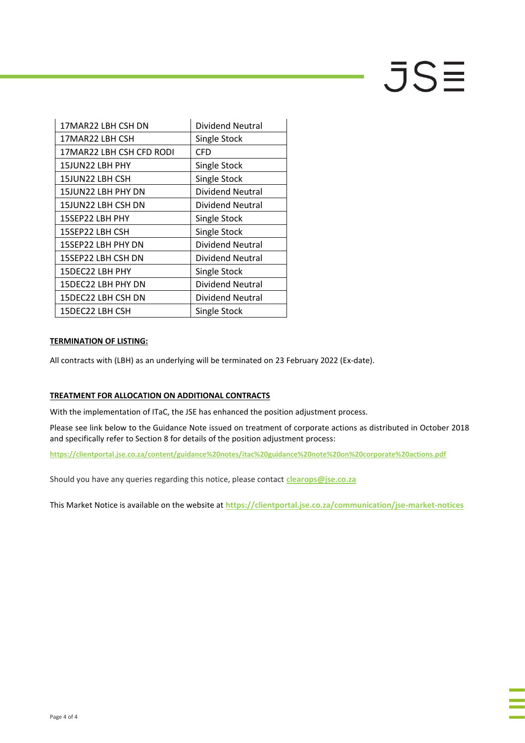| | |
|---|---|
| 17MAR22 LBH CSH DN | Dividend Neutral |
| 17MAR22 LBH CSH | Single Stock |
| 17MAR22 LBH CSH CFD RODI | CFD |
| 15JUN22 LBH PHY | Single Stock |
| 15JUN22 LBH CSH | Single Stock |
| 15JUN22 LBH PHY DN | Dividend Neutral |
| 15JUN22 LBH CSH DN | Dividend Neutral |
| 15SEP22 LBH PHY | Single Stock |
| 15SEP22 LBH CSH | Single Stock |
| 15SEP22 LBH PHY DN | Dividend Neutral |
| 15SEP22 LBH CSH DN | Dividend Neutral |
| 15DEC22 LBH PHY | Single Stock |
| 15DEC22 LBH PHY DN | Dividend Neutral |
| 15DEC22 LBH CSH DN | Dividend Neutral |
| 15DEC22 LBH CSH | Single Stock |

**TERMINATION OF LISTING:**

All contracts with (LBH) as an underlying will be terminated on 23 February 2022 (Ex-date).

**TREATMENT FOR ALLOCATION ON ADDITIONAL CONTRACTS**

With the implementation of ITaC, the JSE has enhanced the position adjustment process.

Please see link below to the Guidance Note issued on treatment of corporate actions as distributed in October 2018 and specifically refer to Section 8 for details of the position adjustment process:

**https://clientportal.jse.co.za/content/guidance%20notes/itac%20guidance%20note%20on%20corporate%20actions.pdf**

Should you have any queries regarding this notice, please contact **clearops@jse.co.za**

This Market Notice is available on the website at **https://clientportal.jse.co.za/communication/jse-market-notices**